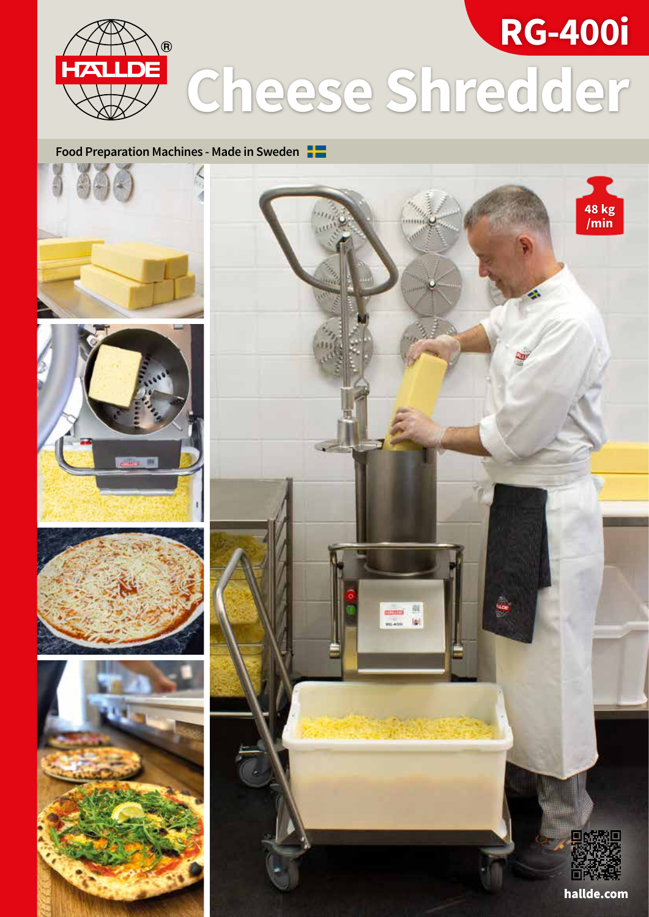# RG-400i

# Cheese Shredder

Food Preparation Machines - Made in Sweden

48 kg /min

hallde.com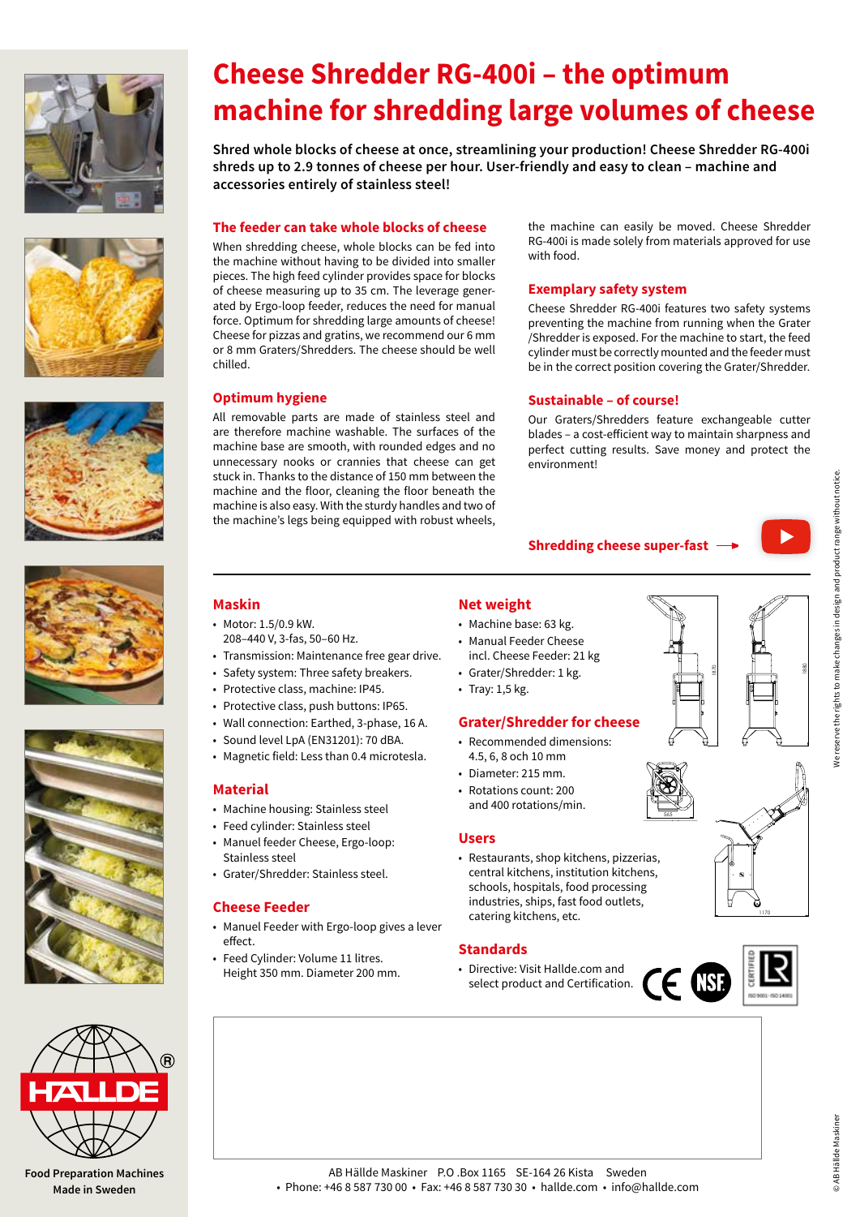# Cheese Shredder RG-400i – the optimum machine for shredding large volumes of cheese

**Shred whole blocks of cheese at once, streamlining your production! Cheese Shredder RG-400i shreds up to 2.9 tonnes of cheese per hour. User-friendly and easy to clean – machine and accessories entirely of stainless steel!**

## The feeder can take whole blocks of cheese

When shredding cheese, whole blocks can be fed into the machine without having to be divided into smaller pieces. The high feed cylinder provides space for blocks of cheese measuring up to 35 cm. The leverage generated by Ergo-loop feeder, reduces the need for manual force. Optimum for shredding large amounts of cheese! Cheese for pizzas and gratins, we recommend our 6 mm or 8 mm Graters/Shredders. The cheese should be well chilled.

## Optimum hygiene

All removable parts are made of stainless steel and are therefore machine washable. The surfaces of the machine base are smooth, with rounded edges and no unnecessary nooks or crannies that cheese can get stuck in. Thanks to the distance of 150 mm between the machine and the floor, cleaning the floor beneath the machine is also easy. With the sturdy handles and two of the machine's legs being equipped with robust wheels, the machine can easily be moved. Cheese Shredder RG-400i is made solely from materials approved for use with food.

## Exemplary safety system

Cheese Shredder RG-400i features two safety systems preventing the machine from running when the Grater /Shredder is exposed. For the machine to start, the feed cylinder must be correctly mounted and the feeder must be in the correct position covering the Grater/Shredder.

## Sustainable – of course!

Our Graters/Shredders feature exchangeable cutter blades – a cost-efficient way to maintain sharpness and perfect cutting results. Save money and protect the environment!

**Shredding cheese super-fast →**

## Maskin

- Motor: 1.5/0.9 kW. 208–440 V, 3-fas, 50–60 Hz.
- Transmission: Maintenance free gear drive.
- Safety system: Three safety breakers.
- Protective class, machine: IP45.
- Protective class, push buttons: IP65.
- Wall connection: Earthed, 3-phase, 16 A.
- Sound level LpA (EN31201): 70 dBA.
- Magnetic field: Less than 0.4 microtesla.

## Material

- Machine housing: Stainless steel
- Feed cylinder: Stainless steel
- Manuel feeder Cheese, Ergo-loop: Stainless steel
- Grater/Shredder: Stainless steel.

## Cheese Feeder

- Manuel Feeder with Ergo-loop gives a lever effect.
- Feed Cylinder: Volume 11 litres. Height 350 mm. Diameter 200 mm.

## Net weight

- Machine base: 63 kg.
- Manual Feeder Cheese incl. Cheese Feeder: 21 kg
- Grater/Shredder: 1 kg.
- Tray: 1,5 kg.

## Grater/Shredder for cheese

- Recommended dimensions: 4.5, 6, 8 och 10 mm
- Diameter: 215 mm.
- Rotations count: 200 and 400 rotations/min.

## Users

- Restaurants, shop kitchens, pizzerias, central kitchens, institution kitchens, schools, hospitals, food processing industries, ships, fast food outlets, catering kitchens, etc.

## Standards

- Directive: Visit Hallde.com and select product and Certification.

1870

1880

565

1170

CERTIFIED ISO 9001 · ISO 14001

We reserve the rights to make changes in design and product range without notice.

Food Preparation Machines
Made in Sweden

AB Hällde Maskiner P.O .Box 1165 SE-164 26 Kista Sweden
• Phone: +46 8 587 730 00 • Fax: +46 8 587 730 30 • hallde.com • info@hallde.com

© AB Hällde Maskiner